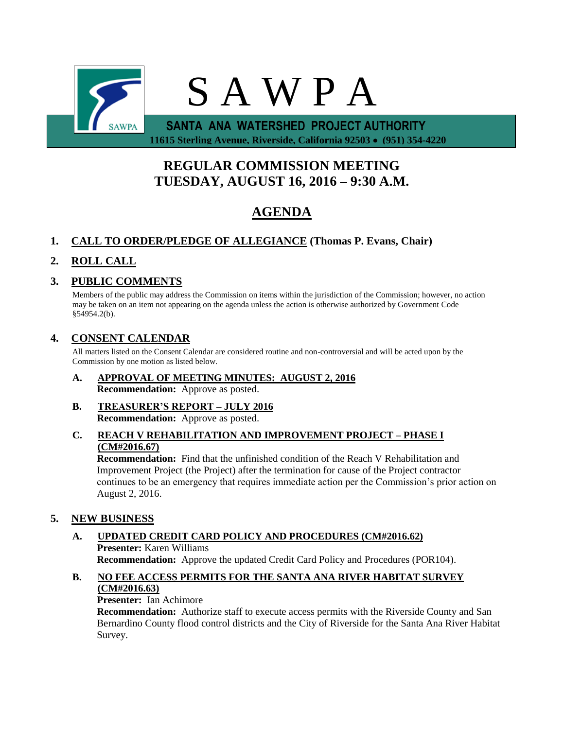# S A W P A

**SANTA ANA WATERSHED PROJECT AUTHORITY**

**11615 Sterling Avenue, Riverside, California 92503 • (951) 354-4220**

## REGULAR COMMISSION MEETING
## TUESDAY, AUGUST 16, 2016 – 9:30 A.M.

# AGENDA

### 1. CALL TO ORDER/PLEDGE OF ALLEGIANCE (Thomas P. Evans, Chair)

### 2. ROLL CALL

### 3. PUBLIC COMMENTS

Members of the public may address the Commission on items within the jurisdiction of the Commission; however, no action may be taken on an item not appearing on the agenda unless the action is otherwise authorized by Government Code §54954.2(b).

### 4. CONSENT CALENDAR

All matters listed on the Consent Calendar are considered routine and non-controversial and will be acted upon by the Commission by one motion as listed below.

**A. APPROVAL OF MEETING MINUTES: AUGUST 2, 2016**
**Recommendation:** Approve as posted.

**B. TREASURER'S REPORT – JULY 2016**
**Recommendation:** Approve as posted.

**C. REACH V REHABILITATION AND IMPROVEMENT PROJECT – PHASE I (CM#2016.67)**
**Recommendation:** Find that the unfinished condition of the Reach V Rehabilitation and Improvement Project (the Project) after the termination for cause of the Project contractor continues to be an emergency that requires immediate action per the Commission's prior action on August 2, 2016.

### 5. NEW BUSINESS

**A. UPDATED CREDIT CARD POLICY AND PROCEDURES (CM#2016.62)**
**Presenter:** Karen Williams
**Recommendation:** Approve the updated Credit Card Policy and Procedures (POR104).

**B. NO FEE ACCESS PERMITS FOR THE SANTA ANA RIVER HABITAT SURVEY (CM#2016.63)**
**Presenter:** Ian Achimore
**Recommendation:** Authorize staff to execute access permits with the Riverside County and San Bernardino County flood control districts and the City of Riverside for the Santa Ana River Habitat Survey.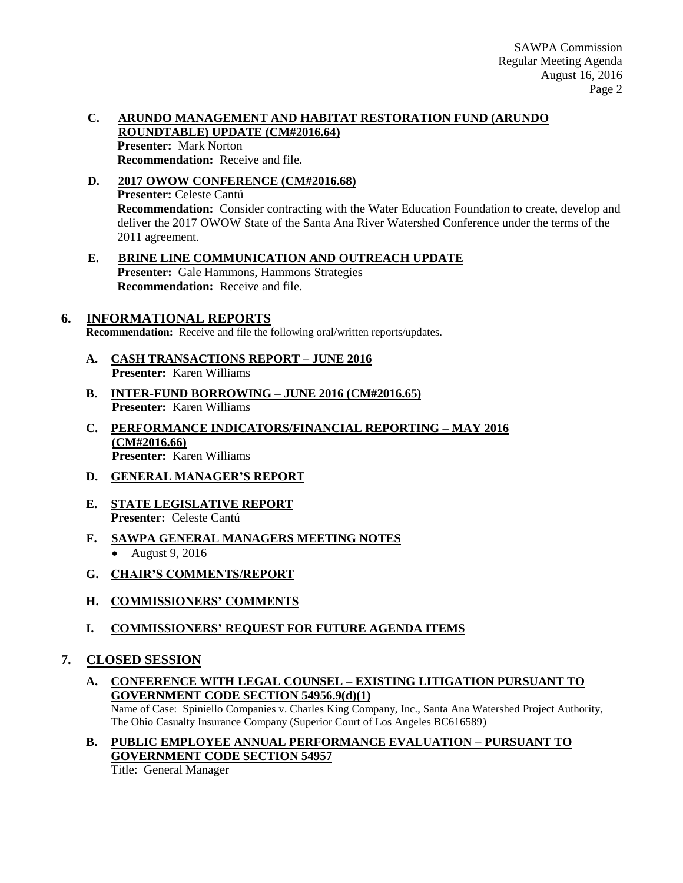**C. ARUNDO MANAGEMENT AND HABITAT RESTORATION FUND (ARUNDO ROUNDTABLE) UPDATE (CM#2016.64)**
**Presenter:** Mark Norton
**Recommendation:** Receive and file.

**D. 2017 OWOW CONFERENCE (CM#2016.68)**
**Presenter:** Celeste Cantú
**Recommendation:** Consider contracting with the Water Education Foundation to create, develop and deliver the 2017 OWOW State of the Santa Ana River Watershed Conference under the terms of the 2011 agreement.

**E. BRINE LINE COMMUNICATION AND OUTREACH UPDATE**
**Presenter:** Gale Hammons, Hammons Strategies
**Recommendation:** Receive and file.

## 6. INFORMATIONAL REPORTS

**Recommendation:** Receive and file the following oral/written reports/updates.

**A. CASH TRANSACTIONS REPORT – JUNE 2016**
**Presenter:** Karen Williams

**B. INTER-FUND BORROWING – JUNE 2016 (CM#2016.65)**
**Presenter:** Karen Williams

**C. PERFORMANCE INDICATORS/FINANCIAL REPORTING – MAY 2016 (CM#2016.66)**
**Presenter:** Karen Williams

**D. GENERAL MANAGER'S REPORT**

**E. STATE LEGISLATIVE REPORT**
**Presenter:** Celeste Cantú

**F. SAWPA GENERAL MANAGERS MEETING NOTES**

- August 9, 2016

**G. CHAIR'S COMMENTS/REPORT**

**H. COMMISSIONERS' COMMENTS**

**I. COMMISSIONERS' REQUEST FOR FUTURE AGENDA ITEMS**

## 7. CLOSED SESSION

**A. CONFERENCE WITH LEGAL COUNSEL – EXISTING LITIGATION PURSUANT TO GOVERNMENT CODE SECTION 54956.9(d)(1)**
Name of Case: Spiniello Companies v. Charles King Company, Inc., Santa Ana Watershed Project Authority, The Ohio Casualty Insurance Company (Superior Court of Los Angeles BC616589)

**B. PUBLIC EMPLOYEE ANNUAL PERFORMANCE EVALUATION – PURSUANT TO GOVERNMENT CODE SECTION 54957**
Title: General Manager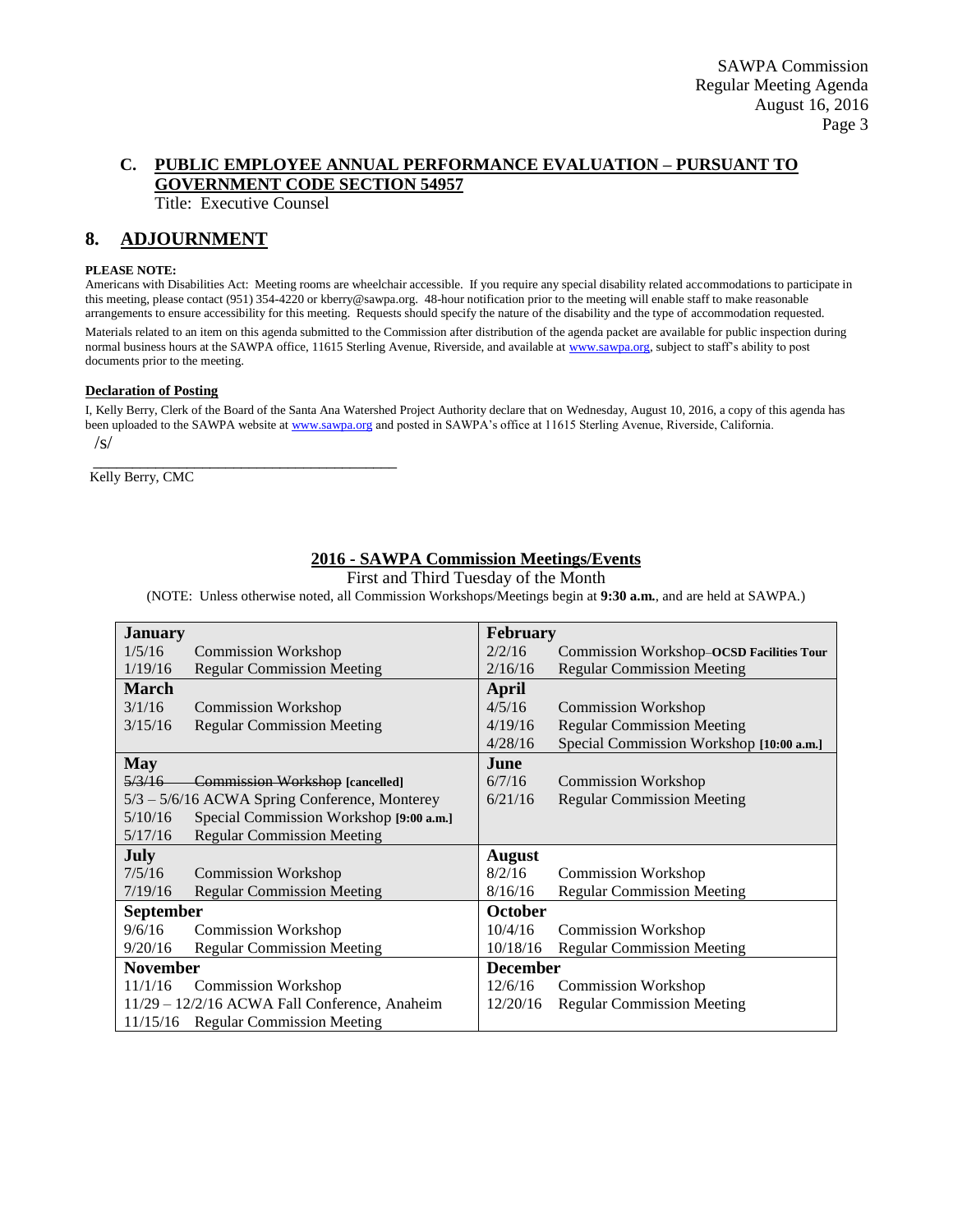### C. PUBLIC EMPLOYEE ANNUAL PERFORMANCE EVALUATION – PURSUANT TO GOVERNMENT CODE SECTION 54957

Title: Executive Counsel

## 8. ADJOURNMENT

**PLEASE NOTE:**

Americans with Disabilities Act: Meeting rooms are wheelchair accessible. If you require any special disability related accommodations to participate in this meeting, please contact (951) 354-4220 or kberry@sawpa.org. 48-hour notification prior to the meeting will enable staff to make reasonable arrangements to ensure accessibility for this meeting. Requests should specify the nature of the disability and the type of accommodation requested.

Materials related to an item on this agenda submitted to the Commission after distribution of the agenda packet are available for public inspection during normal business hours at the SAWPA office, 11615 Sterling Avenue, Riverside, and available at www.sawpa.org, subject to staff's ability to post documents prior to the meeting.

**Declaration of Posting**

I, Kelly Berry, Clerk of the Board of the Santa Ana Watershed Project Authority declare that on Wednesday, August 10, 2016, a copy of this agenda has been uploaded to the SAWPA website at www.sawpa.org and posted in SAWPA's office at 11615 Sterling Avenue, Riverside, California.

/s/

_______________________________________

Kelly Berry, CMC

## 2016 - SAWPA Commission Meetings/Events

First and Third Tuesday of the Month

(NOTE: Unless otherwise noted, all Commission Workshops/Meetings begin at **9:30 a.m.**, and are held at SAWPA.)

| | |
|---|---|
| **January** | **February** |
| 1/5/16 Commission Workshop | 2/2/16 Commission Workshop–**OCSD Facilities Tour** |
| 1/19/16 Regular Commission Meeting | 2/16/16 Regular Commission Meeting |
| **March** | **April** |
| 3/1/16 Commission Workshop | 4/5/16 Commission Workshop |
| 3/15/16 Regular Commission Meeting | 4/19/16 Regular Commission Meeting |
| | 4/28/16 Special Commission Workshop **[10:00 a.m.]** |
| **May** | **June** |
| ~~5/3/16 Commission Workshop~~ **[cancelled]** | 6/7/16 Commission Workshop |
| 5/3 – 5/6/16 ACWA Spring Conference, Monterey | 6/21/16 Regular Commission Meeting |
| 5/10/16 Special Commission Workshop **[9:00 a.m.]** | |
| 5/17/16 Regular Commission Meeting | |
| **July** | **August** |
| 7/5/16 Commission Workshop | 8/2/16 Commission Workshop |
| 7/19/16 Regular Commission Meeting | 8/16/16 Regular Commission Meeting |
| **September** | **October** |
| 9/6/16 Commission Workshop | 10/4/16 Commission Workshop |
| 9/20/16 Regular Commission Meeting | 10/18/16 Regular Commission Meeting |
| **November** | **December** |
| 11/1/16 Commission Workshop | 12/6/16 Commission Workshop |
| 11/29 – 12/2/16 ACWA Fall Conference, Anaheim | 12/20/16 Regular Commission Meeting |
| 11/15/16 Regular Commission Meeting | |